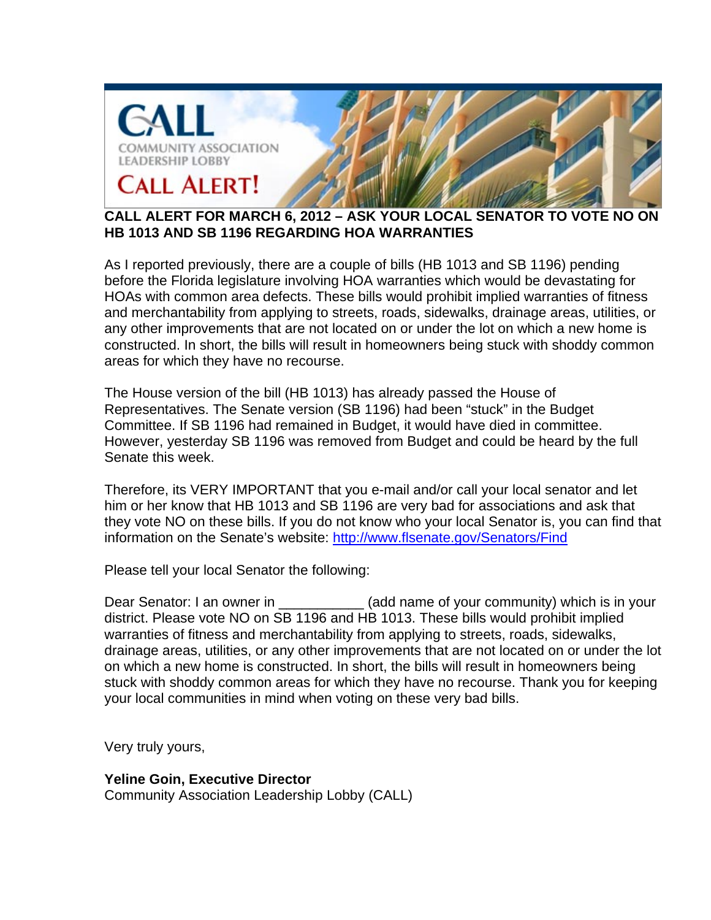# CALL

COMMUNITY ASSOCIATION LEADERSHIP LOBBY

## CALL ALERT!

**CALL ALERT FOR MARCH 6, 2012 – ASK YOUR LOCAL SENATOR TO VOTE NO ON HB 1013 AND SB 1196 REGARDING HOA WARRANTIES**

As I reported previously, there are a couple of bills (HB 1013 and SB 1196) pending before the Florida legislature involving HOA warranties which would be devastating for HOAs with common area defects. These bills would prohibit implied warranties of fitness and merchantability from applying to streets, roads, sidewalks, drainage areas, utilities, or any other improvements that are not located on or under the lot on which a new home is constructed. In short, the bills will result in homeowners being stuck with shoddy common areas for which they have no recourse.

The House version of the bill (HB 1013) has already passed the House of Representatives. The Senate version (SB 1196) had been "stuck" in the Budget Committee. If SB 1196 had remained in Budget, it would have died in committee. However, yesterday SB 1196 was removed from Budget and could be heard by the full Senate this week.

Therefore, its VERY IMPORTANT that you e-mail and/or call your local senator and let him or her know that HB 1013 and SB 1196 are very bad for associations and ask that they vote NO on these bills. If you do not know who your local Senator is, you can find that information on the Senate's website: http://www.flsenate.gov/Senators/Find

Please tell your local Senator the following:

Dear Senator: I an owner in ___________ (add name of your community) which is in your district. Please vote NO on SB 1196 and HB 1013. These bills would prohibit implied warranties of fitness and merchantability from applying to streets, roads, sidewalks, drainage areas, utilities, or any other improvements that are not located on or under the lot on which a new home is constructed. In short, the bills will result in homeowners being stuck with shoddy common areas for which they have no recourse. Thank you for keeping your local communities in mind when voting on these very bad bills.

Very truly yours,

**Yeline Goin, Executive Director**
Community Association Leadership Lobby (CALL)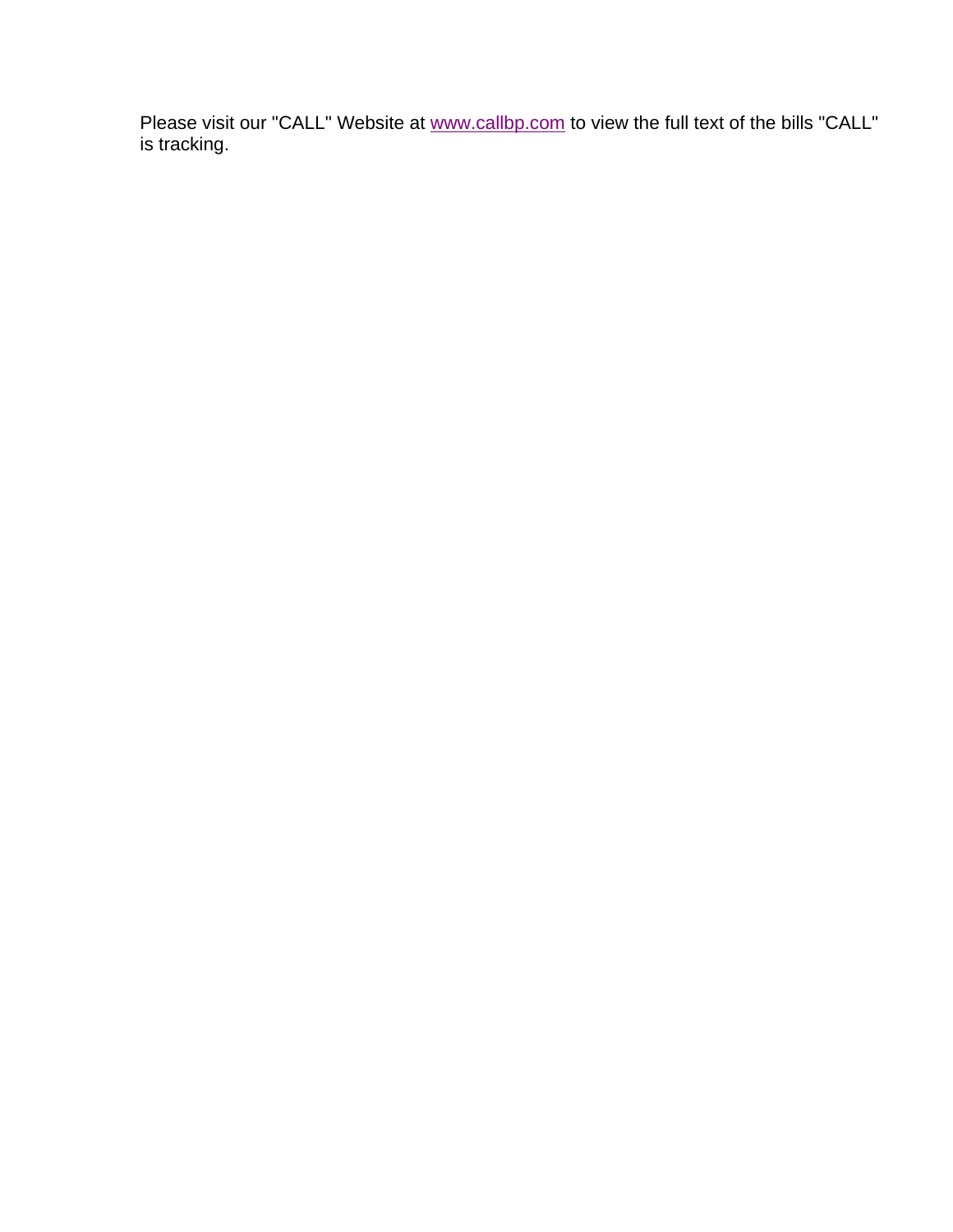Please visit our "CALL" Website at www.callbp.com to view the full text of the bills "CALL" is tracking.